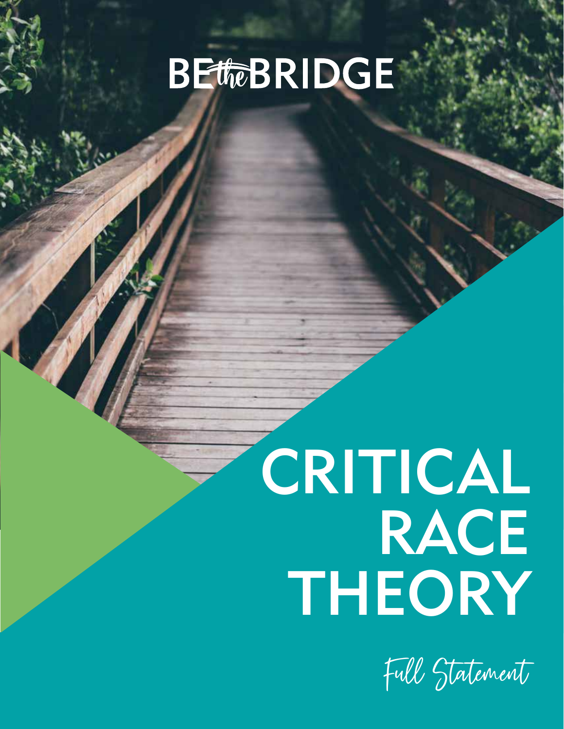BE the BRIDGE

# CRITICAL RACE THEORY

*Full Statement*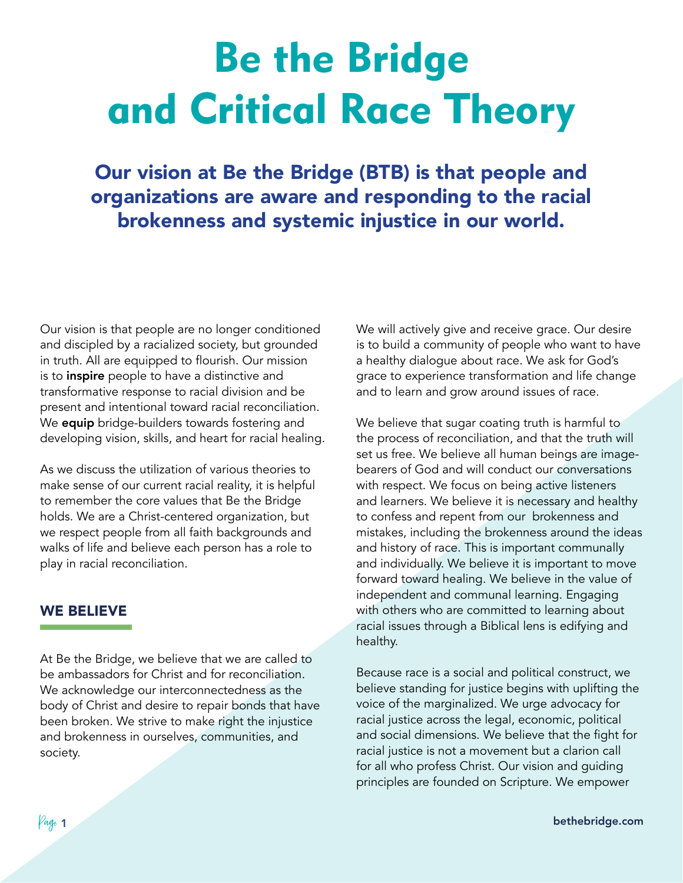# Be the Bridge and Critical Race Theory

## Our vision at Be the Bridge (BTB) is that people and organizations are aware and responding to the racial brokenness and systemic injustice in our world.

Our vision is that people are no longer conditioned and discipled by a racialized society, but grounded in truth. All are equipped to flourish. Our mission is to **inspire** people to have a distinctive and transformative response to racial division and be present and intentional toward racial reconciliation. We **equip** bridge-builders towards fostering and developing vision, skills, and heart for racial healing.

As we discuss the utilization of various theories to make sense of our current racial reality, it is helpful to remember the core values that Be the Bridge holds. We are a Christ-centered organization, but we respect people from all faith backgrounds and walks of life and believe each person has a role to play in racial reconciliation.

### WE BELIEVE

At Be the Bridge, we believe that we are called to be ambassadors for Christ and for reconciliation. We acknowledge our interconnectedness as the body of Christ and desire to repair bonds that have been broken. We strive to make right the injustice and brokenness in ourselves, communities, and society.

We will actively give and receive grace. Our desire is to build a community of people who want to have a healthy dialogue about race. We ask for God's grace to experience transformation and life change and to learn and grow around issues of race.

We believe that sugar coating truth is harmful to the process of reconciliation, and that the truth will set us free. We believe all human beings are image-bearers of God and will conduct our conversations with respect. We focus on being active listeners and learners. We believe it is necessary and healthy to confess and repent from our brokenness and mistakes, including the brokenness around the ideas and history of race. This is important communally and individually. We believe it is important to move forward toward healing. We believe in the value of independent and communal learning. Engaging with others who are committed to learning about racial issues through a Biblical lens is edifying and healthy.

Because race is a social and political construct, we believe standing for justice begins with uplifting the voice of the marginalized. We urge advocacy for racial justice across the legal, economic, political and social dimensions. We believe that the fight for racial justice is not a movement but a clarion call for all who profess Christ. Our vision and guiding principles are founded on Scripture. We empower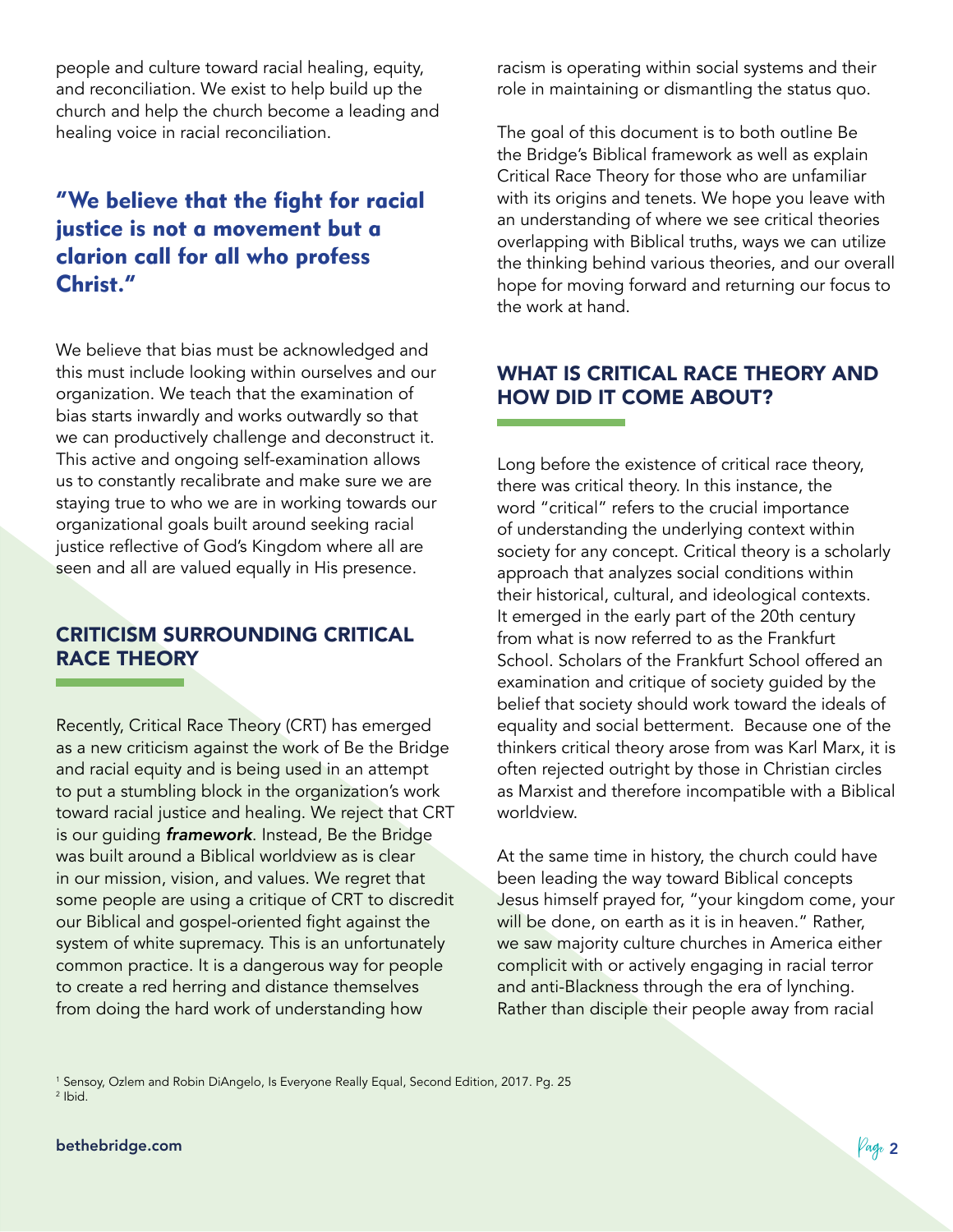people and culture toward racial healing, equity, and reconciliation. We exist to help build up the church and help the church become a leading and healing voice in racial reconciliation.

**"We believe that the fight for racial justice is not a movement but a clarion call for all who profess Christ."**

We believe that bias must be acknowledged and this must include looking within ourselves and our organization. We teach that the examination of bias starts inwardly and works outwardly so that we can productively challenge and deconstruct it. This active and ongoing self-examination allows us to constantly recalibrate and make sure we are staying true to who we are in working towards our organizational goals built around seeking racial justice reflective of God's Kingdom where all are seen and all are valued equally in His presence.

## CRITICISM SURROUNDING CRITICAL RACE THEORY

Recently, Critical Race Theory (CRT) has emerged as a new criticism against the work of Be the Bridge and racial equity and is being used in an attempt to put a stumbling block in the organization's work toward racial justice and healing. We reject that CRT is our guiding ***framework***. Instead, Be the Bridge was built around a Biblical worldview as is clear in our mission, vision, and values. We regret that some people are using a critique of CRT to discredit our Biblical and gospel-oriented fight against the system of white supremacy. This is an unfortunately common practice. It is a dangerous way for people to create a red herring and distance themselves from doing the hard work of understanding how racism is operating within social systems and their role in maintaining or dismantling the status quo.

The goal of this document is to both outline Be the Bridge's Biblical framework as well as explain Critical Race Theory for those who are unfamiliar with its origins and tenets. We hope you leave with an understanding of where we see critical theories overlapping with Biblical truths, ways we can utilize the thinking behind various theories, and our overall hope for moving forward and returning our focus to the work at hand.

## WHAT IS CRITICAL RACE THEORY AND HOW DID IT COME ABOUT?

Long before the existence of critical race theory, there was critical theory. In this instance, the word "critical" refers to the crucial importance of understanding the underlying context within society for any concept. Critical theory is a scholarly approach that analyzes social conditions within their historical, cultural, and ideological contexts. It emerged in the early part of the 20th century from what is now referred to as the Frankfurt School. Scholars of the Frankfurt School offered an examination and critique of society guided by the belief that society should work toward the ideals of equality and social betterment. Because one of the thinkers critical theory arose from was Karl Marx, it is often rejected outright by those in Christian circles as Marxist and therefore incompatible with a Biblical worldview.

At the same time in history, the church could have been leading the way toward Biblical concepts Jesus himself prayed for, "your kingdom come, your will be done, on earth as it is in heaven." Rather, we saw majority culture churches in America either complicit with or actively engaging in racial terror and anti-Blackness through the era of lynching. Rather than disciple their people away from racial

[1] Sensoy, Ozlem and Robin DiAngelo, Is Everyone Really Equal, Second Edition, 2017. Pg. 25
[2] Ibid.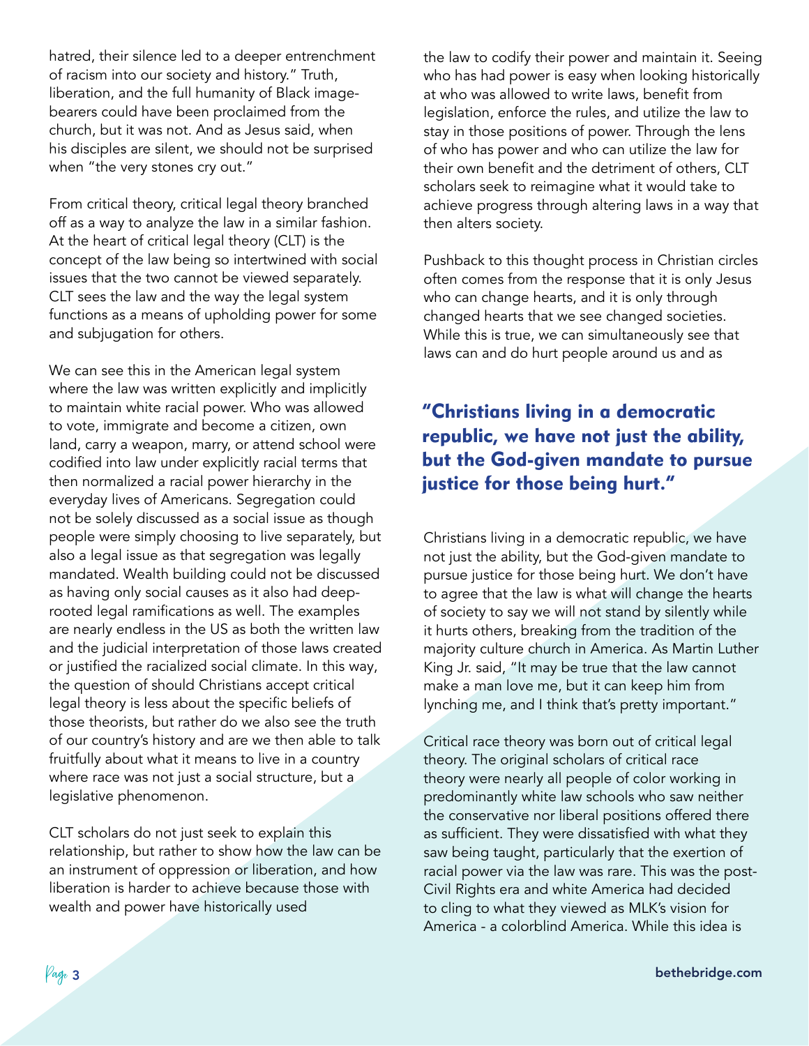hatred, their silence led to a deeper entrenchment of racism into our society and history." Truth, liberation, and the full humanity of Black image-bearers could have been proclaimed from the church, but it was not. And as Jesus said, when his disciples are silent, we should not be surprised when "the very stones cry out."

From critical theory, critical legal theory branched off as a way to analyze the law in a similar fashion. At the heart of critical legal theory (CLT) is the concept of the law being so intertwined with social issues that the two cannot be viewed separately. CLT sees the law and the way the legal system functions as a means of upholding power for some and subjugation for others.

We can see this in the American legal system where the law was written explicitly and implicitly to maintain white racial power. Who was allowed to vote, immigrate and become a citizen, own land, carry a weapon, marry, or attend school were codified into law under explicitly racial terms that then normalized a racial power hierarchy in the everyday lives of Americans. Segregation could not be solely discussed as a social issue as though people were simply choosing to live separately, but also a legal issue as that segregation was legally mandated. Wealth building could not be discussed as having only social causes as it also had deep-rooted legal ramifications as well. The examples are nearly endless in the US as both the written law and the judicial interpretation of those laws created or justified the racialized social climate. In this way, the question of should Christians accept critical legal theory is less about the specific beliefs of those theorists, but rather do we also see the truth of our country's history and are we then able to talk fruitfully about what it means to live in a country where race was not just a social structure, but a legislative phenomenon.

CLT scholars do not just seek to explain this relationship, but rather to show how the law can be an instrument of oppression or liberation, and how liberation is harder to achieve because those with wealth and power have historically used the law to codify their power and maintain it. Seeing who has had power is easy when looking historically at who was allowed to write laws, benefit from legislation, enforce the rules, and utilize the law to stay in those positions of power. Through the lens of who has power and who can utilize the law for their own benefit and the detriment of others, CLT scholars seek to reimagine what it would take to achieve progress through altering laws in a way that then alters society.

Pushback to this thought process in Christian circles often comes from the response that it is only Jesus who can change hearts, and it is only through changed hearts that we see changed societies. While this is true, we can simultaneously see that laws can and do hurt people around us and as Christians living in a democratic republic, we have not just the ability, but the God-given mandate to pursue justice for those being hurt. We don't have to agree that the law is what will change the hearts of society to say we will not stand by silently while it hurts others, breaking from the tradition of the majority culture church in America. As Martin Luther King Jr. said, "It may be true that the law cannot make a man love me, but it can keep him from lynching me, and I think that's pretty important."

> **"Christians living in a democratic republic, we have not just the ability, but the God-given mandate to pursue justice for those being hurt."**

Critical race theory was born out of critical legal theory. The original scholars of critical race theory were nearly all people of color working in predominantly white law schools who saw neither the conservative nor liberal positions offered there as sufficient. They were dissatisfied with what they saw being taught, particularly that the exertion of racial power via the law was rare. This was the post-Civil Rights era and white America had decided to cling to what they viewed as MLK's vision for America - a colorblind America. While this idea is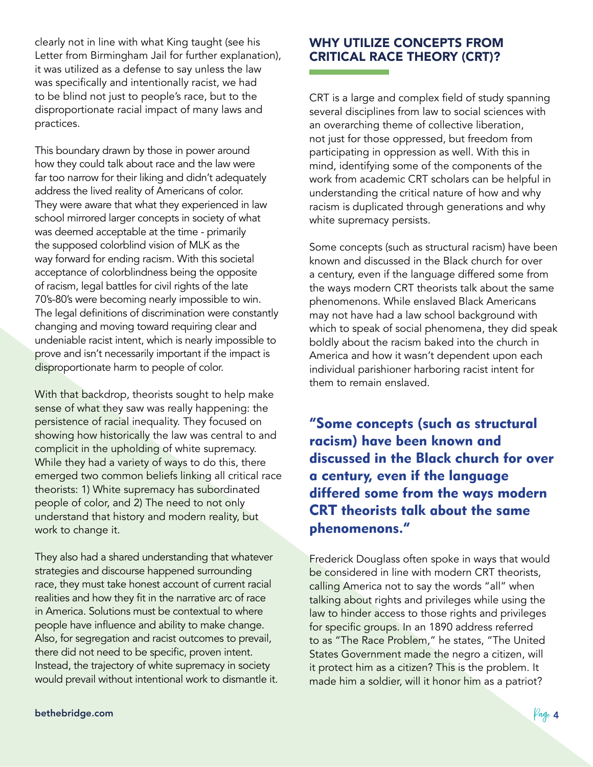clearly not in line with what King taught (see his Letter from Birmingham Jail for further explanation), it was utilized as a defense to say unless the law was specifically and intentionally racist, we had to be blind not just to people's race, but to the disproportionate racial impact of many laws and practices.

This boundary drawn by those in power around how they could talk about race and the law were far too narrow for their liking and didn't adequately address the lived reality of Americans of color. They were aware that what they experienced in law school mirrored larger concepts in society of what was deemed acceptable at the time - primarily the supposed colorblind vision of MLK as the way forward for ending racism. With this societal acceptance of colorblindness being the opposite of racism, legal battles for civil rights of the late 70's-80's were becoming nearly impossible to win. The legal definitions of discrimination were constantly changing and moving toward requiring clear and undeniable racist intent, which is nearly impossible to prove and isn't necessarily important if the impact is disproportionate harm to people of color.

With that backdrop, theorists sought to help make sense of what they saw was really happening: the persistence of racial inequality. They focused on showing how historically the law was central to and complicit in the upholding of white supremacy. While they had a variety of ways to do this, there emerged two common beliefs linking all critical race theorists: 1) White supremacy has subordinated people of color, and 2) The need to not only understand that history and modern reality, but work to change it.

They also had a shared understanding that whatever strategies and discourse happened surrounding race, they must take honest account of current racial realities and how they fit in the narrative arc of race in America. Solutions must be contextual to where people have influence and ability to make change. Also, for segregation and racist outcomes to prevail, there did not need to be specific, proven intent. Instead, the trajectory of white supremacy in society would prevail without intentional work to dismantle it.

## WHY UTILIZE CONCEPTS FROM CRITICAL RACE THEORY (CRT)?

CRT is a large and complex field of study spanning several disciplines from law to social sciences with an overarching theme of collective liberation, not just for those oppressed, but freedom from participating in oppression as well. With this in mind, identifying some of the components of the work from academic CRT scholars can be helpful in understanding the critical nature of how and why racism is duplicated through generations and why white supremacy persists.

Some concepts (such as structural racism) have been known and discussed in the Black church for over a century, even if the language differed some from the ways modern CRT theorists talk about the same phenomenons. While enslaved Black Americans may not have had a law school background with which to speak of social phenomena, they did speak boldly about the racism baked into the church in America and how it wasn't dependent upon each individual parishioner harboring racist intent for them to remain enslaved.

**"Some concepts (such as structural racism) have been known and discussed in the Black church for over a century, even if the language differed some from the ways modern CRT theorists talk about the same phenomenons."**

Frederick Douglass often spoke in ways that would be considered in line with modern CRT theorists, calling America not to say the words "all" when talking about rights and privileges while using the law to hinder access to those rights and privileges for specific groups. In an 1890 address referred to as "The Race Problem," he states, "The United States Government made the negro a citizen, will it protect him as a citizen? This is the problem. It made him a soldier, will it honor him as a patriot?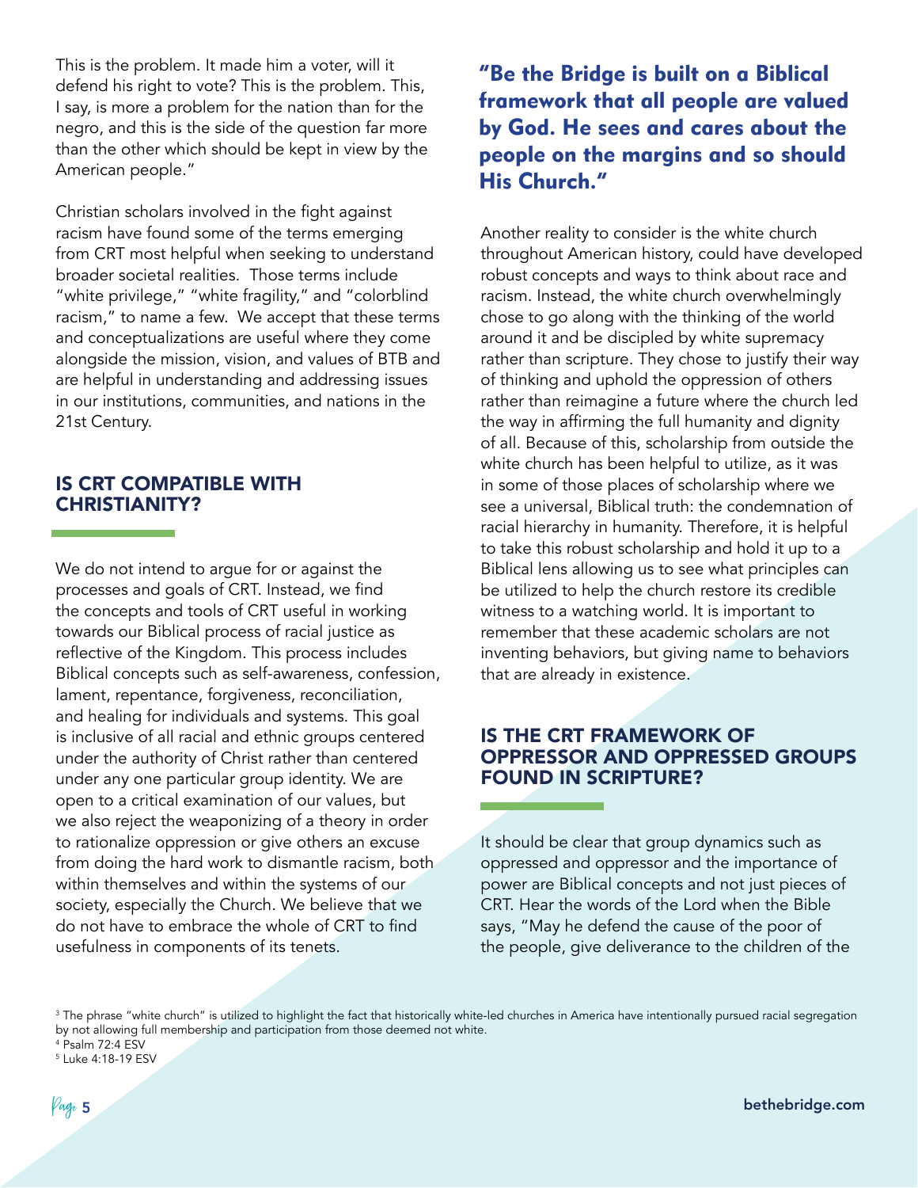This is the problem. It made him a voter, will it defend his right to vote? This is the problem. This, I say, is more a problem for the nation than for the negro, and this is the side of the question far more than the other which should be kept in view by the American people."

Christian scholars involved in the fight against racism have found some of the terms emerging from CRT most helpful when seeking to understand broader societal realities. Those terms include "white privilege," "white fragility," and "colorblind racism," to name a few. We accept that these terms and conceptualizations are useful where they come alongside the mission, vision, and values of BTB and are helpful in understanding and addressing issues in our institutions, communities, and nations in the 21st Century.

## IS CRT COMPATIBLE WITH CHRISTIANITY?

We do not intend to argue for or against the processes and goals of CRT. Instead, we find the concepts and tools of CRT useful in working towards our Biblical process of racial justice as reflective of the Kingdom. This process includes Biblical concepts such as self-awareness, confession, lament, repentance, forgiveness, reconciliation, and healing for individuals and systems. This goal is inclusive of all racial and ethnic groups centered under the authority of Christ rather than centered under any one particular group identity. We are open to a critical examination of our values, but we also reject the weaponizing of a theory in order to rationalize oppression or give others an excuse from doing the hard work to dismantle racism, both within themselves and within the systems of our society, especially the Church. We believe that we do not have to embrace the whole of CRT to find usefulness in components of its tenets.

**"Be the Bridge is built on a Biblical framework that all people are valued by God. He sees and cares about the people on the margins and so should His Church."**

Another reality to consider is the white church throughout American history, could have developed robust concepts and ways to think about race and racism. Instead, the white church overwhelmingly chose to go along with the thinking of the world around it and be discipled by white supremacy rather than scripture. They chose to justify their way of thinking and uphold the oppression of others rather than reimagine a future where the church led the way in affirming the full humanity and dignity of all. Because of this, scholarship from outside the white church has been helpful to utilize, as it was in some of those places of scholarship where we see a universal, Biblical truth: the condemnation of racial hierarchy in humanity. Therefore, it is helpful to take this robust scholarship and hold it up to a Biblical lens allowing us to see what principles can be utilized to help the church restore its credible witness to a watching world. It is important to remember that these academic scholars are not inventing behaviors, but giving name to behaviors that are already in existence.

## IS THE CRT FRAMEWORK OF OPPRESSOR AND OPPRESSED GROUPS FOUND IN SCRIPTURE?

It should be clear that group dynamics such as oppressed and oppressor and the importance of power are Biblical concepts and not just pieces of CRT. Hear the words of the Lord when the Bible says, "May he defend the cause of the poor of the people, give deliverance to the children of the

[3] The phrase "white church" is utilized to highlight the fact that historically white-led churches in America have intentionally pursued racial segregation by not allowing full membership and participation from those deemed not white.

[4] Psalm 72:4 ESV

[5] Luke 4:18-19 ESV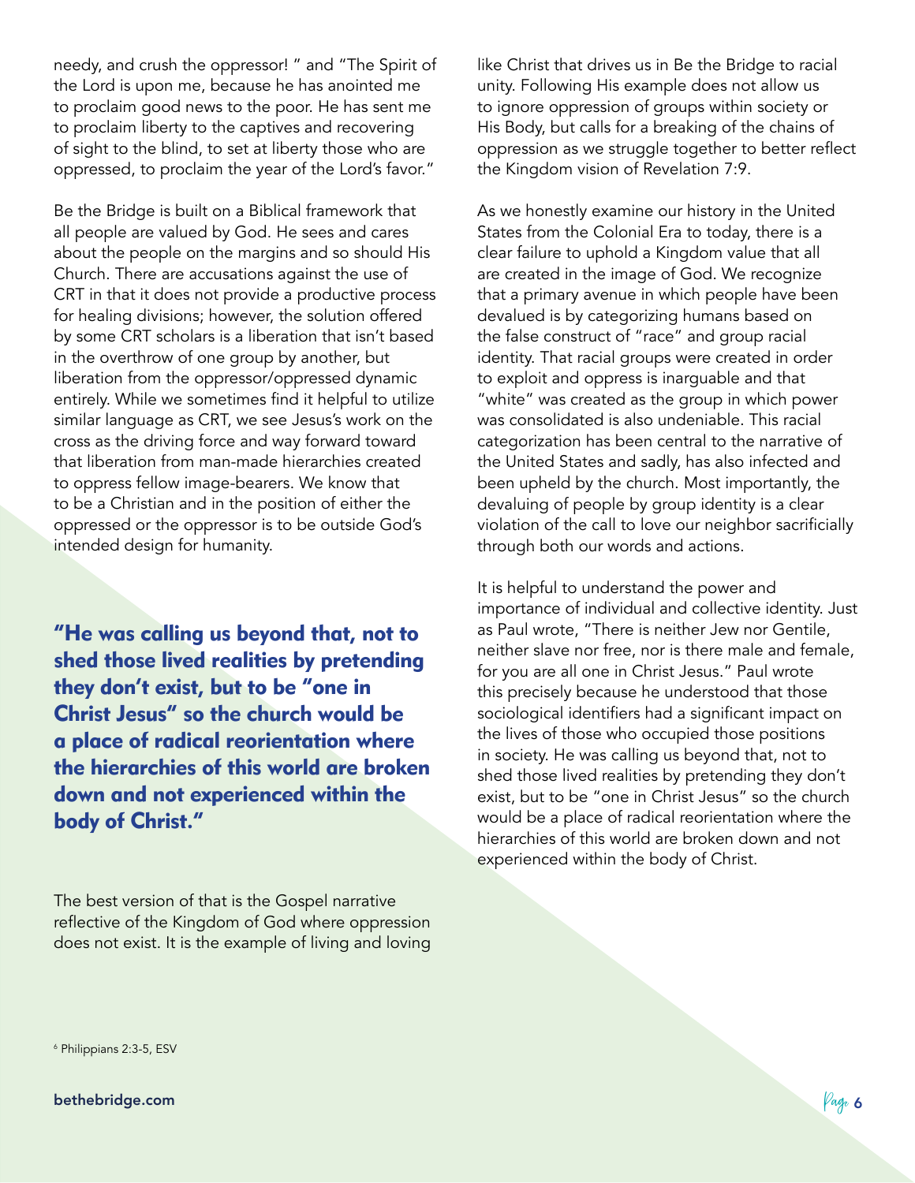needy, and crush the oppressor! " and "The Spirit of the Lord is upon me, because he has anointed me to proclaim good news to the poor. He has sent me to proclaim liberty to the captives and recovering of sight to the blind, to set at liberty those who are oppressed, to proclaim the year of the Lord's favor."

Be the Bridge is built on a Biblical framework that all people are valued by God. He sees and cares about the people on the margins and so should His Church. There are accusations against the use of CRT in that it does not provide a productive process for healing divisions; however, the solution offered by some CRT scholars is a liberation that isn't based in the overthrow of one group by another, but liberation from the oppressor/oppressed dynamic entirely. While we sometimes find it helpful to utilize similar language as CRT, we see Jesus's work on the cross as the driving force and way forward toward that liberation from man-made hierarchies created to oppress fellow image-bearers. We know that to be a Christian and in the position of either the oppressed or the oppressor is to be outside God's intended design for humanity.

**"He was calling us beyond that, not to shed those lived realities by pretending they don't exist, but to be "one in Christ Jesus" so the church would be a place of radical reorientation where the hierarchies of this world are broken down and not experienced within the body of Christ."**

The best version of that is the Gospel narrative reflective of the Kingdom of God where oppression does not exist. It is the example of living and loving like Christ that drives us in Be the Bridge to racial unity. Following His example does not allow us to ignore oppression of groups within society or His Body, but calls for a breaking of the chains of oppression as we struggle together to better reflect the Kingdom vision of Revelation 7:9.

As we honestly examine our history in the United States from the Colonial Era to today, there is a clear failure to uphold a Kingdom value that all are created in the image of God. We recognize that a primary avenue in which people have been devalued is by categorizing humans based on the false construct of "race" and group racial identity. That racial groups were created in order to exploit and oppress is inarguable and that "white" was created as the group in which power was consolidated is also undeniable. This racial categorization has been central to the narrative of the United States and sadly, has also infected and been upheld by the church. Most importantly, the devaluing of people by group identity is a clear violation of the call to love our neighbor sacrificially through both our words and actions.

It is helpful to understand the power and importance of individual and collective identity. Just as Paul wrote, "There is neither Jew nor Gentile, neither slave nor free, nor is there male and female, for you are all one in Christ Jesus." Paul wrote this precisely because he understood that those sociological identifiers had a significant impact on the lives of those who occupied those positions in society. He was calling us beyond that, not to shed those lived realities by pretending they don't exist, but to be "one in Christ Jesus" so the church would be a place of radical reorientation where the hierarchies of this world are broken down and not experienced within the body of Christ.

[6] Philippians 2:3-5, ESV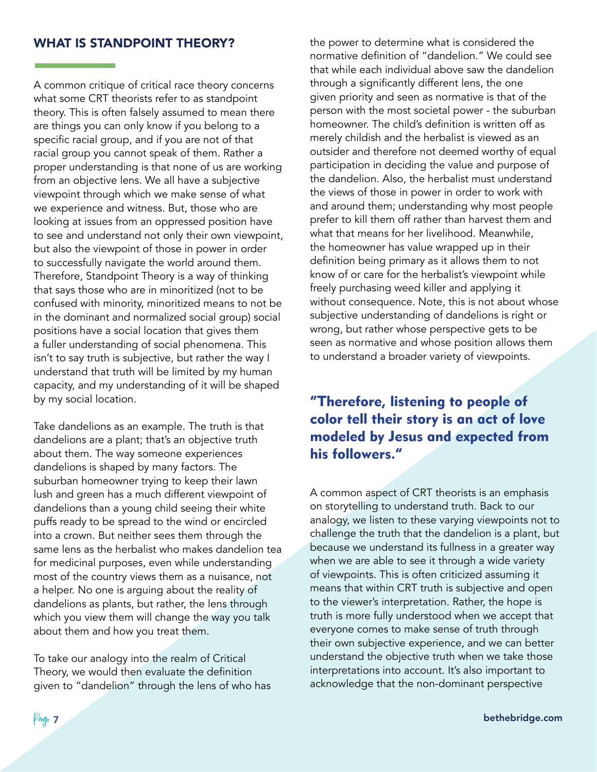## WHAT IS STANDPOINT THEORY?

A common critique of critical race theory concerns what some CRT theorists refer to as standpoint theory. This is often falsely assumed to mean there are things you can only know if you belong to a specific racial group, and if you are not of that racial group you cannot speak of them. Rather a proper understanding is that none of us are working from an objective lens. We all have a subjective viewpoint through which we make sense of what we experience and witness. But, those who are looking at issues from an oppressed position have to see and understand not only their own viewpoint, but also the viewpoint of those in power in order to successfully navigate the world around them. Therefore, Standpoint Theory is a way of thinking that says those who are in minoritized (not to be confused with minority, minoritized means to not be in the dominant and normalized social group) social positions have a social location that gives them a fuller understanding of social phenomena. This isn't to say truth is subjective, but rather the way I understand that truth will be limited by my human capacity, and my understanding of it will be shaped by my social location.

Take dandelions as an example. The truth is that dandelions are a plant; that's an objective truth about them. The way someone experiences dandelions is shaped by many factors. The suburban homeowner trying to keep their lawn lush and green has a much different viewpoint of dandelions than a young child seeing their white puffs ready to be spread to the wind or encircled into a crown. But neither sees them through the same lens as the herbalist who makes dandelion tea for medicinal purposes, even while understanding most of the country views them as a nuisance, not a helper. No one is arguing about the reality of dandelions as plants, but rather, the lens through which you view them will change the way you talk about them and how you treat them.

To take our analogy into the realm of Critical Theory, we would then evaluate the definition given to "dandelion" through the lens of who has the power to determine what is considered the normative definition of "dandelion." We could see that while each individual above saw the dandelion through a significantly different lens, the one given priority and seen as normative is that of the person with the most societal power - the suburban homeowner. The child's definition is written off as merely childish and the herbalist is viewed as an outsider and therefore not deemed worthy of equal participation in deciding the value and purpose of the dandelion. Also, the herbalist must understand the views of those in power in order to work with and around them; understanding why most people prefer to kill them off rather than harvest them and what that means for her livelihood. Meanwhile, the homeowner has value wrapped up in their definition being primary as it allows them to not know of or care for the herbalist's viewpoint while freely purchasing weed killer and applying it without consequence. Note, this is not about whose subjective understanding of dandelions is right or wrong, but rather whose perspective gets to be seen as normative and whose position allows them to understand a broader variety of viewpoints.

**"Therefore, listening to people of color tell their story is an act of love modeled by Jesus and expected from his followers."**

A common aspect of CRT theorists is an emphasis on storytelling to understand truth. Back to our analogy, we listen to these varying viewpoints not to challenge the truth that the dandelion is a plant, but because we understand its fullness in a greater way when we are able to see it through a wide variety of viewpoints. This is often criticized assuming it means that within CRT truth is subjective and open to the viewer's interpretation. Rather, the hope is truth is more fully understood when we accept that everyone comes to make sense of truth through their own subjective experience, and we can better understand the objective truth when we take those interpretations into account. It's also important to acknowledge that the non-dominant perspective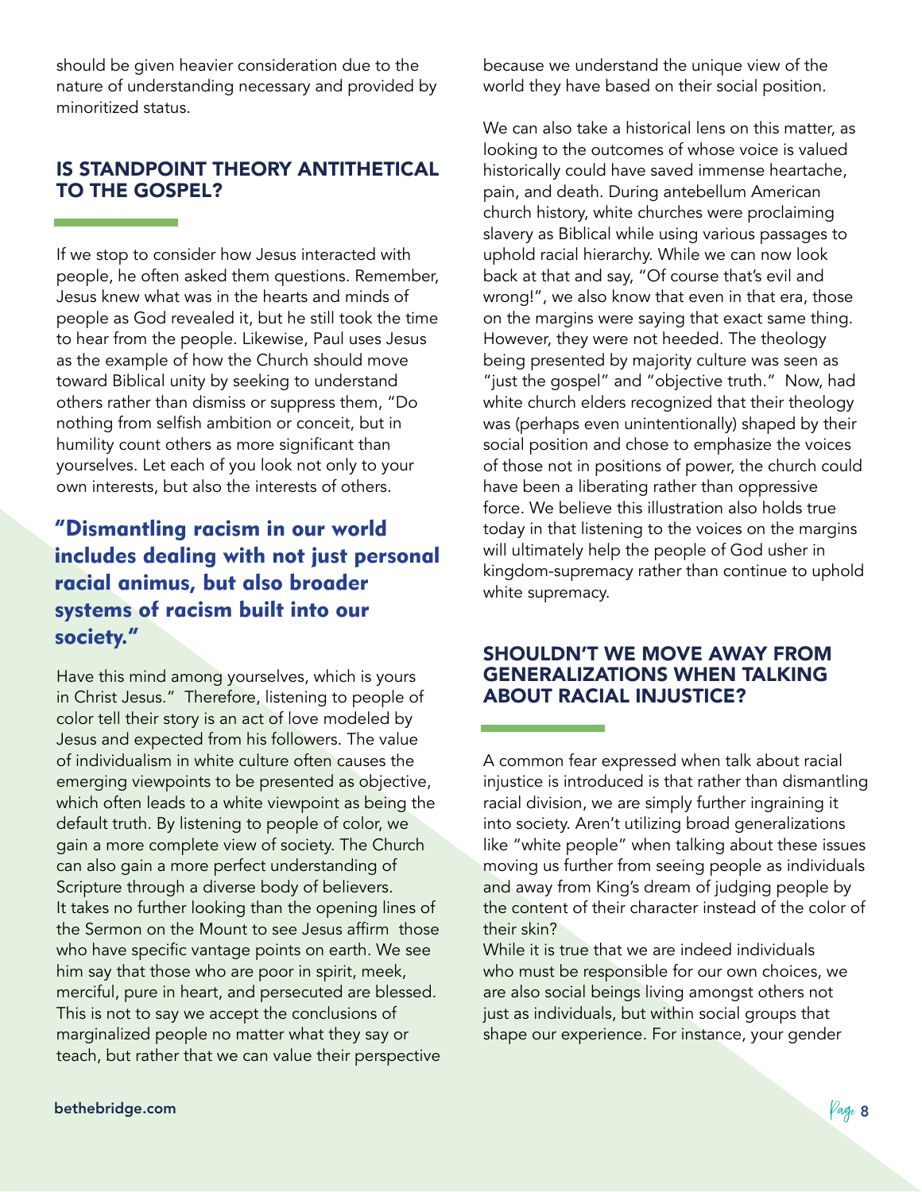should be given heavier consideration due to the nature of understanding necessary and provided by minoritized status.

## IS STANDPOINT THEORY ANTITHETICAL TO THE GOSPEL?

If we stop to consider how Jesus interacted with people, he often asked them questions. Remember, Jesus knew what was in the hearts and minds of people as God revealed it, but he still took the time to hear from the people. Likewise, Paul uses Jesus as the example of how the Church should move toward Biblical unity by seeking to understand others rather than dismiss or suppress them, "Do nothing from selfish ambition or conceit, but in humility count others as more significant than yourselves. Let each of you look not only to your own interests, but also the interests of others.

> **"Dismantling racism in our world includes dealing with not just personal racial animus, but also broader systems of racism built into our society."**

Have this mind among yourselves, which is yours in Christ Jesus." Therefore, listening to people of color tell their story is an act of love modeled by Jesus and expected from his followers. The value of individualism in white culture often causes the emerging viewpoints to be presented as objective, which often leads to a white viewpoint as being the default truth. By listening to people of color, we gain a more complete view of society. The Church can also gain a more perfect understanding of Scripture through a diverse body of believers. It takes no further looking than the opening lines of the Sermon on the Mount to see Jesus affirm those who have specific vantage points on earth. We see him say that those who are poor in spirit, meek, merciful, pure in heart, and persecuted are blessed. This is not to say we accept the conclusions of marginalized people no matter what they say or teach, but rather that we can value their perspective because we understand the unique view of the world they have based on their social position.

We can also take a historical lens on this matter, as looking to the outcomes of whose voice is valued historically could have saved immense heartache, pain, and death. During antebellum American church history, white churches were proclaiming slavery as Biblical while using various passages to uphold racial hierarchy. While we can now look back at that and say, "Of course that's evil and wrong!", we also know that even in that era, those on the margins were saying that exact same thing. However, they were not heeded. The theology being presented by majority culture was seen as "just the gospel" and "objective truth." Now, had white church elders recognized that their theology was (perhaps even unintentionally) shaped by their social position and chose to emphasize the voices of those not in positions of power, the church could have been a liberating rather than oppressive force. We believe this illustration also holds true today in that listening to the voices on the margins will ultimately help the people of God usher in kingdom-supremacy rather than continue to uphold white supremacy.

## SHOULDN'T WE MOVE AWAY FROM GENERALIZATIONS WHEN TALKING ABOUT RACIAL INJUSTICE?

A common fear expressed when talk about racial injustice is introduced is that rather than dismantling racial division, we are simply further ingraining it into society. Aren't utilizing broad generalizations like "white people" when talking about these issues moving us further from seeing people as individuals and away from King's dream of judging people by the content of their character instead of the color of their skin?

While it is true that we are indeed individuals who must be responsible for our own choices, we are also social beings living amongst others not just as individuals, but within social groups that shape our experience. For instance, your gender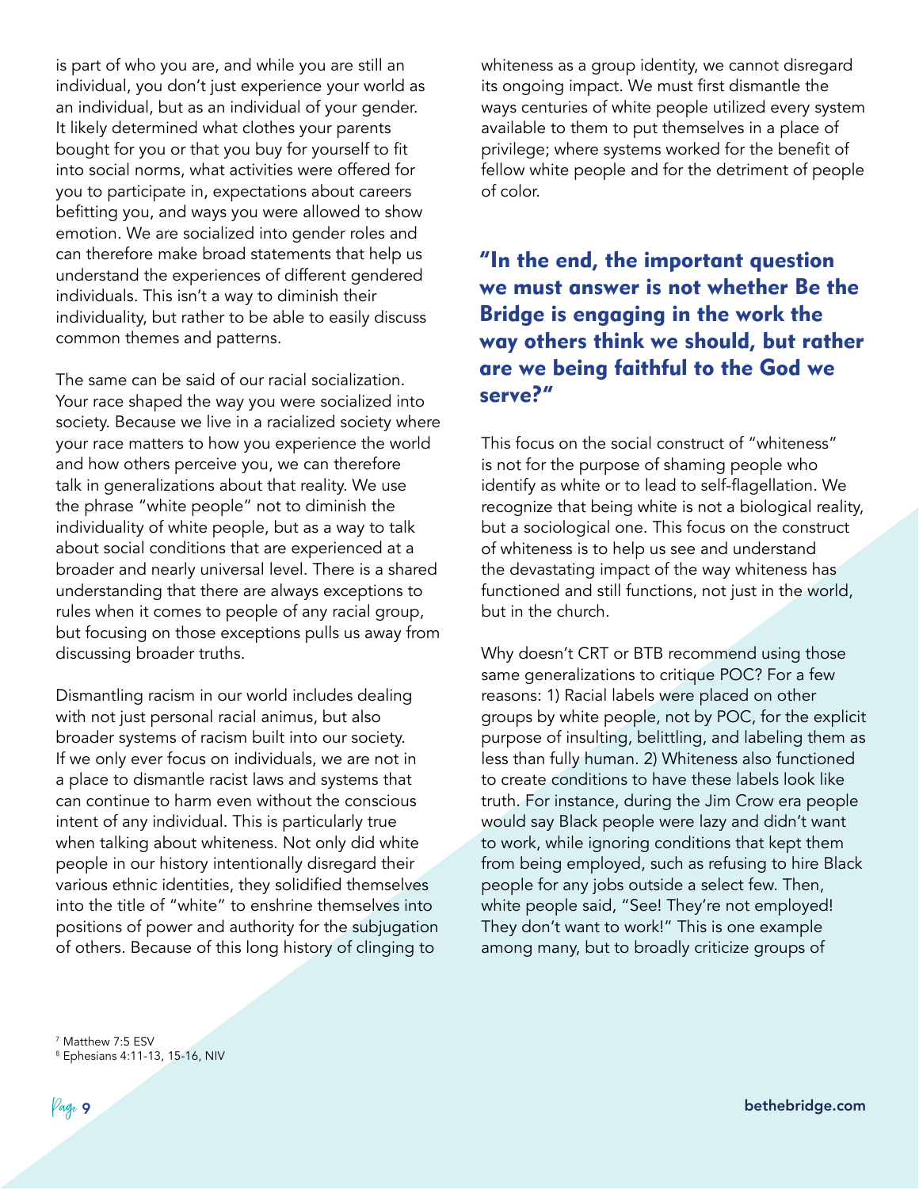is part of who you are, and while you are still an individual, you don't just experience your world as an individual, but as an individual of your gender. It likely determined what clothes your parents bought for you or that you buy for yourself to fit into social norms, what activities were offered for you to participate in, expectations about careers befitting you, and ways you were allowed to show emotion. We are socialized into gender roles and can therefore make broad statements that help us understand the experiences of different gendered individuals. This isn't a way to diminish their individuality, but rather to be able to easily discuss common themes and patterns.

The same can be said of our racial socialization. Your race shaped the way you were socialized into society. Because we live in a racialized society where your race matters to how you experience the world and how others perceive you, we can therefore talk in generalizations about that reality. We use the phrase "white people" not to diminish the individuality of white people, but as a way to talk about social conditions that are experienced at a broader and nearly universal level. There is a shared understanding that there are always exceptions to rules when it comes to people of any racial group, but focusing on those exceptions pulls us away from discussing broader truths.

Dismantling racism in our world includes dealing with not just personal racial animus, but also broader systems of racism built into our society. If we only ever focus on individuals, we are not in a place to dismantle racist laws and systems that can continue to harm even without the conscious intent of any individual. This is particularly true when talking about whiteness. Not only did white people in our history intentionally disregard their various ethnic identities, they solidified themselves into the title of "white" to enshrine themselves into positions of power and authority for the subjugation of others. Because of this long history of clinging to whiteness as a group identity, we cannot disregard its ongoing impact. We must first dismantle the ways centuries of white people utilized every system available to them to put themselves in a place of privilege; where systems worked for the benefit of fellow white people and for the detriment of people of color.

**"In the end, the important question we must answer is not whether Be the Bridge is engaging in the work the way others think we should, but rather are we being faithful to the God we serve?"**

This focus on the social construct of "whiteness" is not for the purpose of shaming people who identify as white or to lead to self-flagellation. We recognize that being white is not a biological reality, but a sociological one. This focus on the construct of whiteness is to help us see and understand the devastating impact of the way whiteness has functioned and still functions, not just in the world, but in the church.

Why doesn't CRT or BTB recommend using those same generalizations to critique POC? For a few reasons: 1) Racial labels were placed on other groups by white people, not by POC, for the explicit purpose of insulting, belittling, and labeling them as less than fully human. 2) Whiteness also functioned to create conditions to have these labels look like truth. For instance, during the Jim Crow era people would say Black people were lazy and didn't want to work, while ignoring conditions that kept them from being employed, such as refusing to hire Black people for any jobs outside a select few. Then, white people said, "See! They're not employed! They don't want to work!" This is one example among many, but to broadly criticize groups of

[7] Matthew 7:5 ESV
[8] Ephesians 4:11-13, 15-16, NIV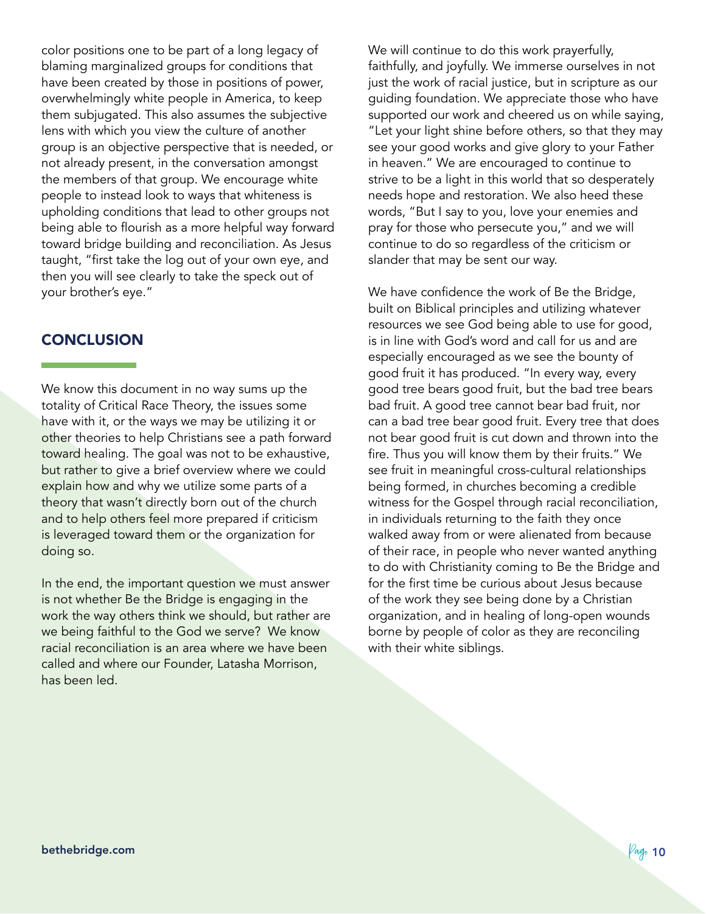color positions one to be part of a long legacy of blaming marginalized groups for conditions that have been created by those in positions of power, overwhelmingly white people in America, to keep them subjugated. This also assumes the subjective lens with which you view the culture of another group is an objective perspective that is needed, or not already present, in the conversation amongst the members of that group. We encourage white people to instead look to ways that whiteness is upholding conditions that lead to other groups not being able to flourish as a more helpful way forward toward bridge building and reconciliation. As Jesus taught, "first take the log out of your own eye, and then you will see clearly to take the speck out of your brother's eye."

## CONCLUSION

We know this document in no way sums up the totality of Critical Race Theory, the issues some have with it, or the ways we may be utilizing it or other theories to help Christians see a path forward toward healing. The goal was not to be exhaustive, but rather to give a brief overview where we could explain how and why we utilize some parts of a theory that wasn't directly born out of the church and to help others feel more prepared if criticism is leveraged toward them or the organization for doing so.

In the end, the important question we must answer is not whether Be the Bridge is engaging in the work the way others think we should, but rather are we being faithful to the God we serve? We know racial reconciliation is an area where we have been called and where our Founder, Latasha Morrison, has been led.

We will continue to do this work prayerfully, faithfully, and joyfully. We immerse ourselves in not just the work of racial justice, but in scripture as our guiding foundation. We appreciate those who have supported our work and cheered us on while saying, "Let your light shine before others, so that they may see your good works and give glory to your Father in heaven." We are encouraged to continue to strive to be a light in this world that so desperately needs hope and restoration. We also heed these words, "But I say to you, love your enemies and pray for those who persecute you," and we will continue to do so regardless of the criticism or slander that may be sent our way.

We have confidence the work of Be the Bridge, built on Biblical principles and utilizing whatever resources we see God being able to use for good, is in line with God's word and call for us and are especially encouraged as we see the bounty of good fruit it has produced. "In every way, every good tree bears good fruit, but the bad tree bears bad fruit. A good tree cannot bear bad fruit, nor can a bad tree bear good fruit. Every tree that does not bear good fruit is cut down and thrown into the fire. Thus you will know them by their fruits." We see fruit in meaningful cross-cultural relationships being formed, in churches becoming a credible witness for the Gospel through racial reconciliation, in individuals returning to the faith they once walked away from or were alienated from because of their race, in people who never wanted anything to do with Christianity coming to Be the Bridge and for the first time be curious about Jesus because of the work they see being done by a Christian organization, and in healing of long-open wounds borne by people of color as they are reconciling with their white siblings.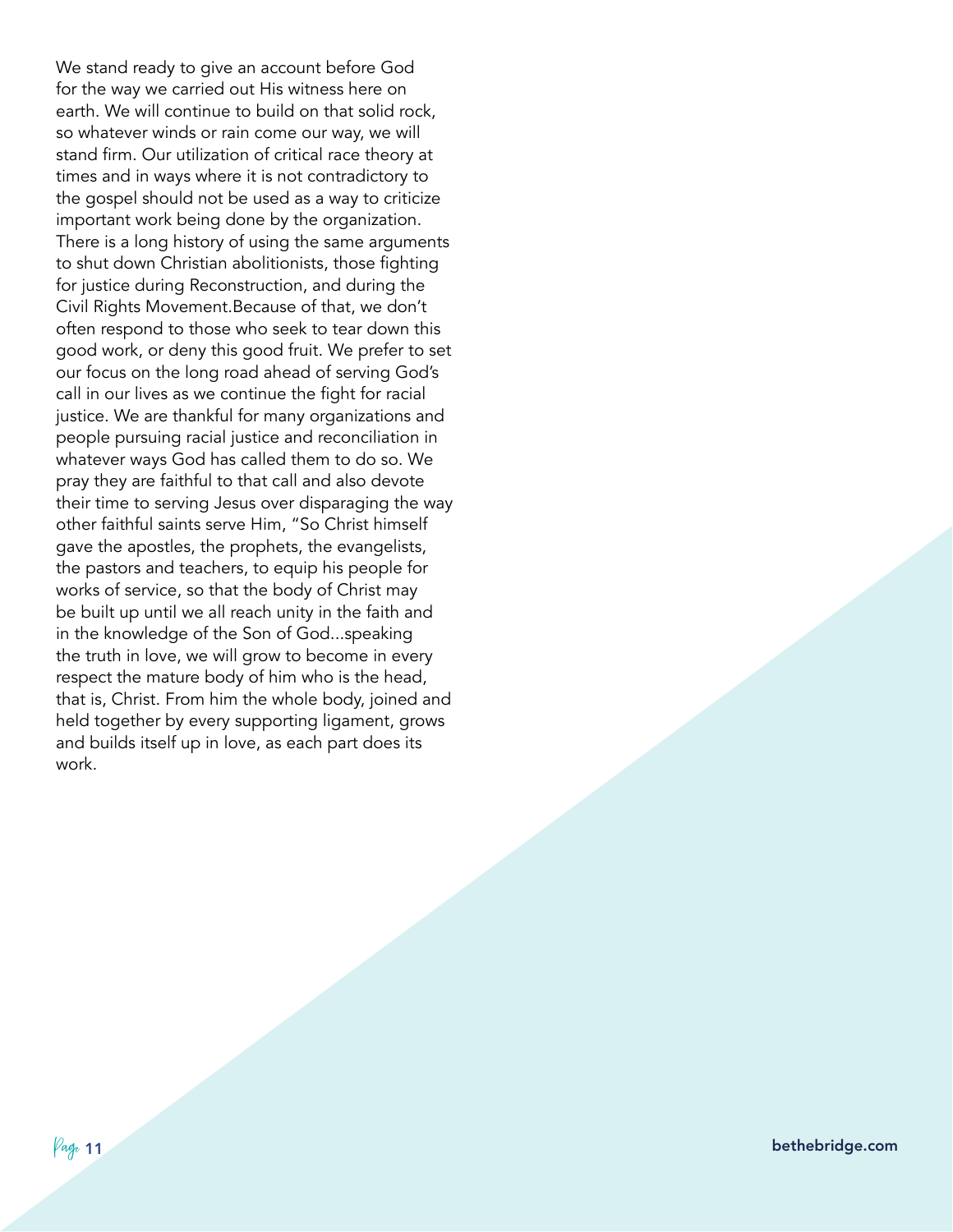We stand ready to give an account before God for the way we carried out His witness here on earth. We will continue to build on that solid rock, so whatever winds or rain come our way, we will stand firm. Our utilization of critical race theory at times and in ways where it is not contradictory to the gospel should not be used as a way to criticize important work being done by the organization. There is a long history of using the same arguments to shut down Christian abolitionists, those fighting for justice during Reconstruction, and during the Civil Rights Movement.Because of that, we don't often respond to those who seek to tear down this good work, or deny this good fruit. We prefer to set our focus on the long road ahead of serving God's call in our lives as we continue the fight for racial justice. We are thankful for many organizations and people pursuing racial justice and reconciliation in whatever ways God has called them to do so. We pray they are faithful to that call and also devote their time to serving Jesus over disparaging the way other faithful saints serve Him, "So Christ himself gave the apostles, the prophets, the evangelists, the pastors and teachers, to equip his people for works of service, so that the body of Christ may be built up until we all reach unity in the faith and in the knowledge of the Son of God...speaking the truth in love, we will grow to become in every respect the mature body of him who is the head, that is, Christ. From him the whole body, joined and held together by every supporting ligament, grows and builds itself up in love, as each part does its work.